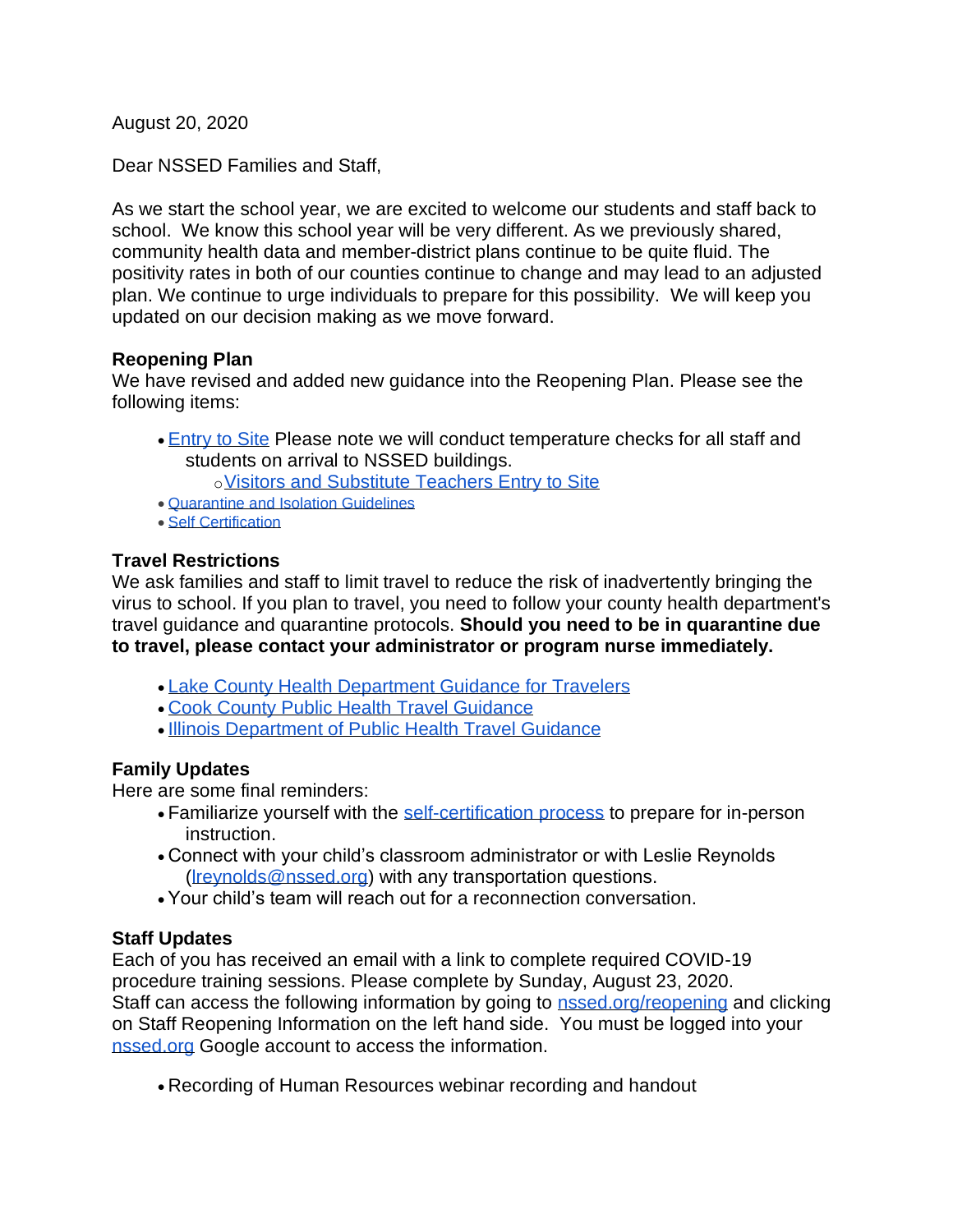August 20, 2020

Dear NSSED Families and Staff,

As we start the school year, we are excited to welcome our students and staff back to school. We know this school year will be very different. As we previously shared, community health data and member-district plans continue to be quite fluid. The positivity rates in both of our counties continue to change and may lead to an adjusted plan. We continue to urge individuals to prepare for this possibility. We will keep you updated on our decision making as we move forward.

**Reopening Plan**

We have revised and added new guidance into the Reopening Plan. Please see the following items:

- Entry to Site Please note we will conduct temperature checks for all staff and students on arrival to NSSED buildings.
  - Visitors and Substitute Teachers Entry to Site
- Quarantine and Isolation Guidelines
- Self Certification

**Travel Restrictions**

We ask families and staff to limit travel to reduce the risk of inadvertently bringing the virus to school. If you plan to travel, you need to follow your county health department's travel guidance and quarantine protocols. **Should you need to be in quarantine due to travel, please contact your administrator or program nurse immediately.**

- Lake County Health Department Guidance for Travelers
- Cook County Public Health Travel Guidance
- Illinois Department of Public Health Travel Guidance

**Family Updates**

Here are some final reminders:

- Familiarize yourself with the self-certification process to prepare for in-person instruction.
- Connect with your child's classroom administrator or with Leslie Reynolds (lreynolds@nssed.org) with any transportation questions.
- Your child's team will reach out for a reconnection conversation.

**Staff Updates**

Each of you has received an email with a link to complete required COVID-19 procedure training sessions. Please complete by Sunday, August 23, 2020.
Staff can access the following information by going to nssed.org/reopening and clicking on Staff Reopening Information on the left hand side. You must be logged into your nssed.org Google account to access the information.

- Recording of Human Resources webinar recording and handout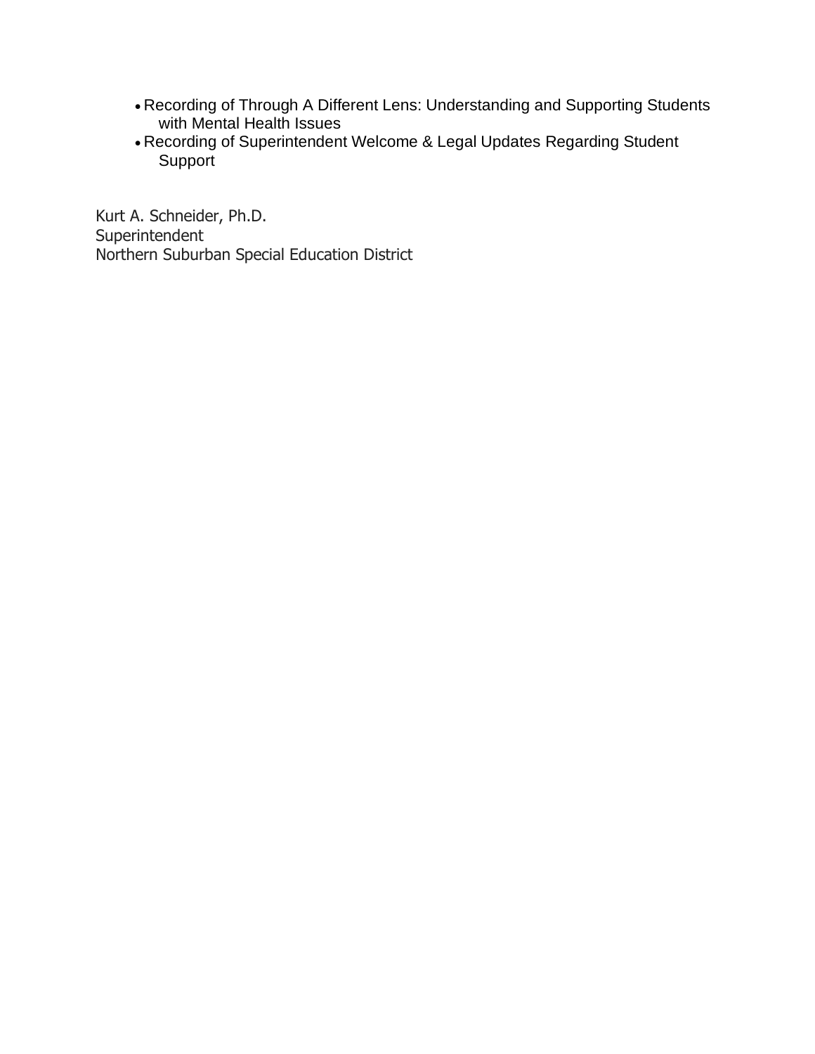- Recording of Through A Different Lens: Understanding and Supporting Students with Mental Health Issues
- Recording of Superintendent Welcome & Legal Updates Regarding Student Support

Kurt A. Schneider, Ph.D.
Superintendent
Northern Suburban Special Education District